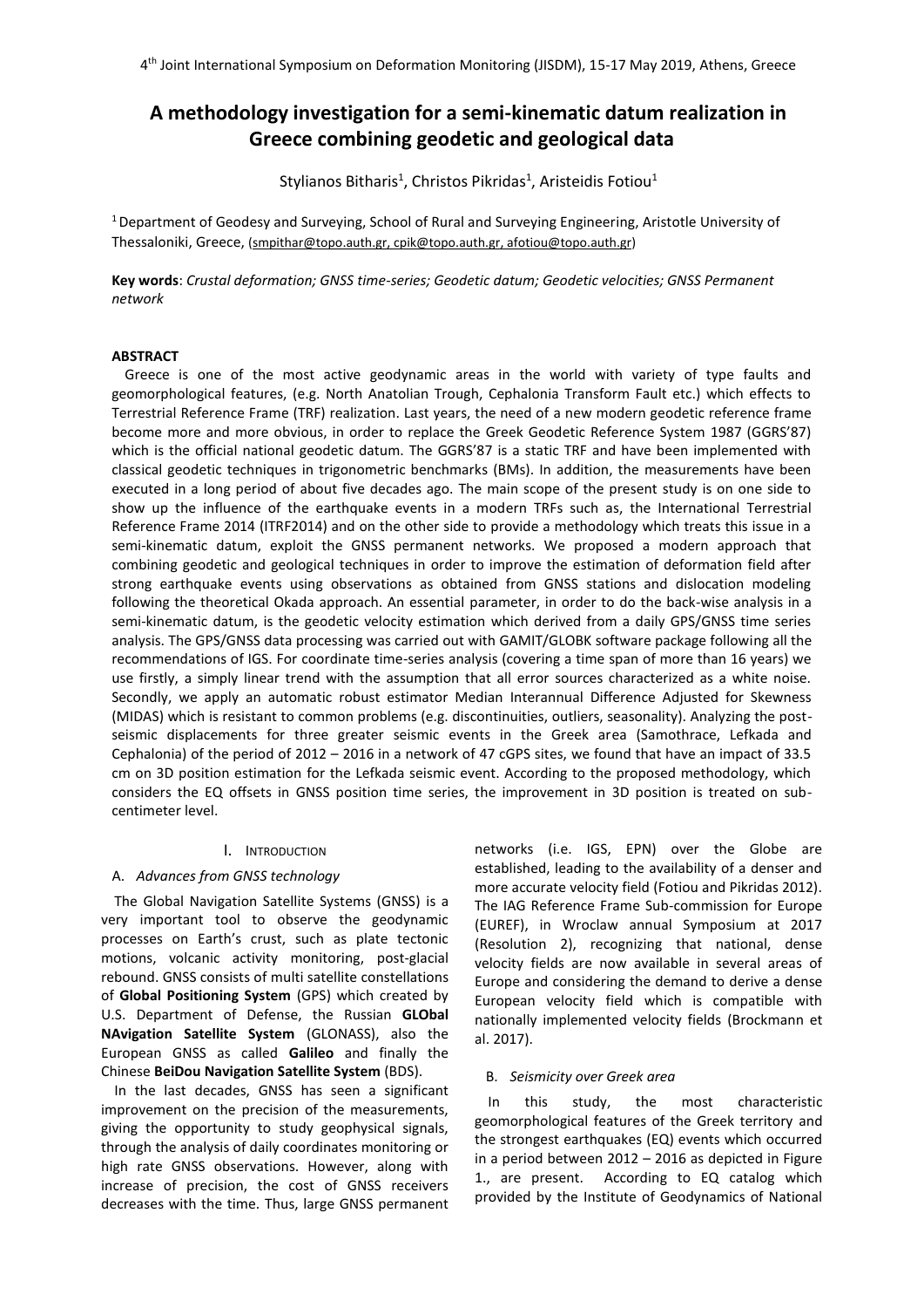# A methodology investigation for a semi-kinematic datum realization in Greece combining geodetic and geological data

Stylianos Bitharis[1], Christos Pikridas[1], Aristeidis Fotiou[1]

[1] Department of Geodesy and Surveying, School of Rural and Surveying Engineering, Aristotle University of Thessaloniki, Greece, (smpithar@topo.auth.gr, cpik@topo.auth.gr, afotiou@topo.auth.gr)

**Key words**: *Crustal deformation; GNSS time-series; Geodetic datum; Geodetic velocities; GNSS Permanent network*

## ABSTRACT

Greece is one of the most active geodynamic areas in the world with variety of type faults and geomorphological features, (e.g. North Anatolian Trough, Cephalonia Transform Fault etc.) which effects to Terrestrial Reference Frame (TRF) realization. Last years, the need of a new modern geodetic reference frame become more and more obvious, in order to replace the Greek Geodetic Reference System 1987 (GGRS'87) which is the official national geodetic datum. The GGRS'87 is a static TRF and have been implemented with classical geodetic techniques in trigonometric benchmarks (BMs). In addition, the measurements have been executed in a long period of about five decades ago. The main scope of the present study is on one side to show up the influence of the earthquake events in a modern TRFs such as, the International Terrestrial Reference Frame 2014 (ITRF2014) and on the other side to provide a methodology which treats this issue in a semi-kinematic datum, exploit the GNSS permanent networks. We proposed a modern approach that combining geodetic and geological techniques in order to improve the estimation of deformation field after strong earthquake events using observations as obtained from GNSS stations and dislocation modeling following the theoretical Okada approach. An essential parameter, in order to do the back-wise analysis in a semi-kinematic datum, is the geodetic velocity estimation which derived from a daily GPS/GNSS time series analysis. The GPS/GNSS data processing was carried out with GAMIT/GLOBK software package following all the recommendations of IGS. For coordinate time-series analysis (covering a time span of more than 16 years) we use firstly, a simply linear trend with the assumption that all error sources characterized as a white noise. Secondly, we apply an automatic robust estimator Median Interannual Difference Adjusted for Skewness (MIDAS) which is resistant to common problems (e.g. discontinuities, outliers, seasonality). Analyzing the post-seismic displacements for three greater seismic events in the Greek area (Samothrace, Lefkada and Cephalonia) of the period of 2012 – 2016 in a network of 47 cGPS sites, we found that have an impact of 33.5 cm on 3D position estimation for the Lefkada seismic event. According to the proposed methodology, which considers the EQ offsets in GNSS position time series, the improvement in 3D position is treated on sub-centimeter level.

## I. INTRODUCTION

### A. *Advances from GNSS technology*

The Global Navigation Satellite Systems (GNSS) is a very important tool to observe the geodynamic processes on Earth's crust, such as plate tectonic motions, volcanic activity monitoring, post-glacial rebound. GNSS consists of multi satellite constellations of **Global Positioning System** (GPS) which created by U.S. Department of Defense, the Russian **GLObal NAvigation Satellite System** (GLONASS), also the European GNSS as called **Galileo** and finally the Chinese **BeiDou Navigation Satellite System** (BDS).

In the last decades, GNSS has seen a significant improvement on the precision of the measurements, giving the opportunity to study geophysical signals, through the analysis of daily coordinates monitoring or high rate GNSS observations. However, along with increase of precision, the cost of GNSS receivers decreases with the time. Thus, large GNSS permanent networks (i.e. IGS, EPN) over the Globe are established, leading to the availability of a denser and more accurate velocity field (Fotiou and Pikridas 2012). The IAG Reference Frame Sub-commission for Europe (EUREF), in Wroclaw annual Symposium at 2017 (Resolution 2), recognizing that national, dense velocity fields are now available in several areas of Europe and considering the demand to derive a dense European velocity field which is compatible with nationally implemented velocity fields (Brockmann et al. 2017).

### B. *Seismicity over Greek area*

In this study, the most characteristic geomorphological features of the Greek territory and the strongest earthquakes (EQ) events which occurred in a period between 2012 – 2016 as depicted in Figure 1., are present. According to EQ catalog which provided by the Institute of Geodynamics of National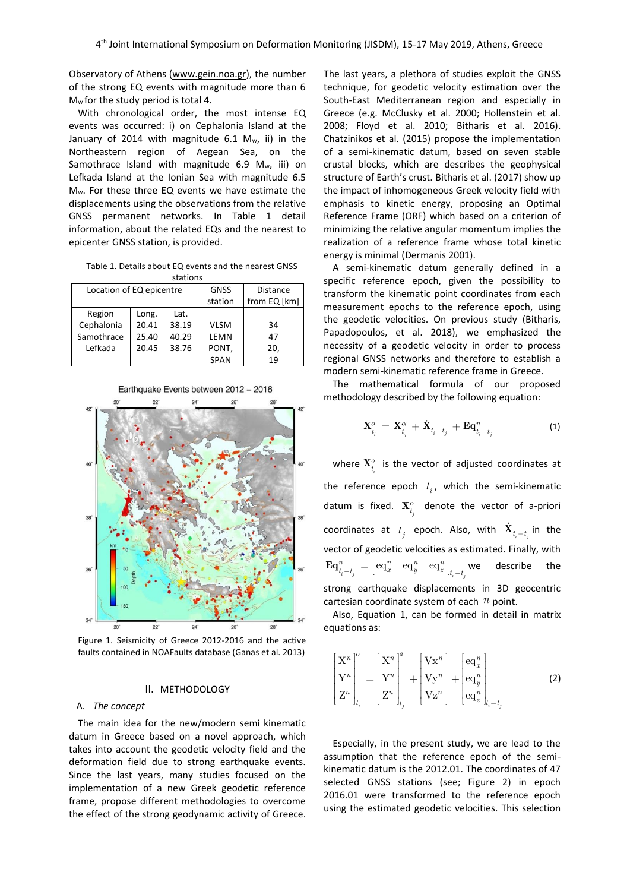Observatory of Athens (www.gein.noa.gr), the number of the strong EQ events with magnitude more than 6 $M_w$ for the study period is total 4.

With chronological order, the most intense EQ events was occurred: i) on Cephalonia Island at the January of 2014 with magnitude 6.1 $M_w$, ii) in the Northeastern region of Aegean Sea, on the Samothrace Island with magnitude 6.9 $M_w$, iii) on Lefkada Island at the Ionian Sea with magnitude 6.5 $M_w$. For these three EQ events we have estimate the displacements using the observations from the relative GNSS permanent networks. In Table 1 detail information, about the related EQs and the nearest to epicenter GNSS station, is provided.

Table 1. Details about EQ events and the nearest GNSS stations

| Location of EQ epicentre | | | GNSS station | Distance from EQ [km] |
|---|---|---|---|---|
| Region | Long. | Lat. | | |
| Cephalonia | 20.41 | 38.19 | VLSM | 34 |
| Samothrace | 25.40 | 40.29 | LEMN | 47 |
| Lefkada | 20.45 | 38.76 | PONT, SPAN | 20, 19 |

Figure 1. Seismicity of Greece 2012-2016 and the active faults contained in NOAFaults database (Ganas et al. 2013)

## II. METHODOLOGY

### A. *The concept*

The main idea for the new/modern semi kinematic datum in Greece based on a novel approach, which takes into account the geodetic velocity field and the deformation field due to strong earthquake events. Since the last years, many studies focused on the implementation of a new Greek geodetic reference frame, propose different methodologies to overcome the effect of the strong geodynamic activity of Greece.

The last years, a plethora of studies exploit the GNSS technique, for geodetic velocity estimation over the South-East Mediterranean region and especially in Greece (e.g. McClusky et al. 2000; Hollenstein et al. 2008; Floyd et al. 2010; Bitharis et al. 2016). Chatzinikos et al. (2015) propose the implementation of a semi-kinematic datum, based on seven stable crustal blocks, which are describes the geophysical structure of Earth's crust. Bitharis et al. (2017) show up the impact of inhomogeneous Greek velocity field with emphasis to kinetic energy, proposing an Optimal Reference Frame (ORF) which based on a criterion of minimizing the relative angular momentum implies the realization of a reference frame whose total kinetic energy is minimal (Dermanis 2001).

A semi-kinematic datum generally defined in a specific reference epoch, given the possibility to transform the kinematic point coordinates from each measurement epochs to the reference epoch, using the geodetic velocities. On previous study (Bitharis, Papadopoulos, et al. 2018), we emphasized the necessity of a geodetic velocity in order to process regional GNSS networks and therefore to establish a modern semi-kinematic reference frame in Greece.

The mathematical formula of our proposed methodology described by the following equation:

$$\mathbf{X}_{t_i}^{o} = \mathbf{X}_{t_j}^{\alpha} + \dot{\mathbf{X}}_{t_i - t_j} + \mathbf{Eq}_{t_i - t_j}^{n} \tag{1}$$

where $\mathbf{X}_{t_i}^{o}$ is the vector of adjusted coordinates at the reference epoch $t_i$, which the semi-kinematic datum is fixed. $\mathbf{X}_{t_j}^{\alpha}$ denote the vector of a-priori coordinates at $t_j$ epoch. Also, with $\dot{\mathbf{X}}_{t_i - t_j}$ in the vector of geodetic velocities as estimated. Finally, with $\mathbf{Eq}_{t_i - t_j}^{n} = \left[ \mathrm{eq}_x^n \quad \mathrm{eq}_y^n \quad \mathrm{eq}_z^n \right]_{t_i - t_j}$ we describe the strong earthquake displacements in 3D geocentric cartesian coordinate system of each $n$ point.

Also, Equation 1, can be formed in detail in matrix equations as:

$$\begin{bmatrix} \mathrm{X}^n \\ \mathrm{Y}^n \\ \mathrm{Z}^n \end{bmatrix}_{t_i}^{o} = \begin{bmatrix} \mathrm{X}^n \\ \mathrm{Y}^n \\ \mathrm{Z}^n \end{bmatrix}_{t_j}^{a} + \begin{bmatrix} \mathrm{Vx}^n \\ \mathrm{Vy}^n \\ \mathrm{Vz}^n \end{bmatrix} + \begin{bmatrix} \mathrm{eq}_x^n \\ \mathrm{eq}_y^n \\ \mathrm{eq}_z^n \end{bmatrix}_{t_i - t_j} \tag{2}$$

Especially, in the present study, we are lead to the assumption that the reference epoch of the semi-kinematic datum is the 2012.01. The coordinates of 47 selected GNSS stations (see; Figure 2) in epoch 2016.01 were transformed to the reference epoch using the estimated geodetic velocities. This selection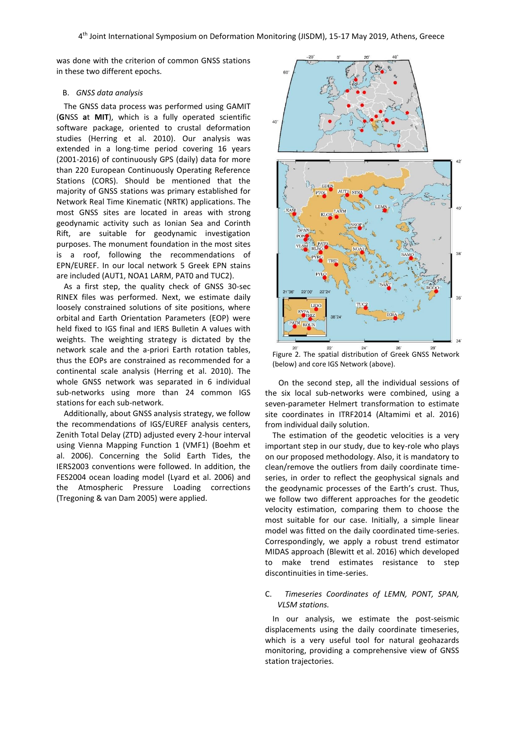was done with the criterion of common GNSS stations in these two different epochs.

## B. *GNSS data analysis*

The GNSS data process was performed using GAMIT (**G**NSS **at** **MIT**), which is a fully operated scientific software package, oriented to crustal deformation studies (Herring et al. 2010). Our analysis was extended in a long-time period covering 16 years (2001-2016) of continuously GPS (daily) data for more than 220 European Continuously Operating Reference Stations (CORS). Should be mentioned that the majority of GNSS stations was primary established for Network Real Time Kinematic (NRTK) applications. The most GNSS sites are located in areas with strong geodynamic activity such as Ionian Sea and Corinth Rift, are suitable for geodynamic investigation purposes. The monument foundation in the most sites is a roof, following the recommendations of EPN/EUREF. In our local network 5 Greek EPN stains are included (AUT1, NOA1 LARM, PAT0 and TUC2).

As a first step, the quality check of GNSS 30-sec RINEX files was performed. Next, we estimate daily loosely constrained solutions of site positions, where orbital and Earth Orientation Parameters (EOP) were held fixed to IGS final and IERS Bulletin A values with weights. The weighting strategy is dictated by the network scale and the a-priori Earth rotation tables, thus the EOPs are constrained as recommended for a continental scale analysis (Herring et al. 2010). The whole GNSS network was separated in 6 individual sub-networks using more than 24 common IGS stations for each sub-network.

Additionally, about GNSS analysis strategy, we follow the recommendations of IGS/EUREF analysis centers, Zenith Total Delay (ZTD) adjusted every 2-hour interval using Vienna Mapping Function 1 (VMF1) (Boehm et al. 2006). Concerning the Solid Earth Tides, the IERS2003 conventions were followed. In addition, the FES2004 ocean loading model (Lyard et al. 2006) and the Atmospheric Pressure Loading corrections (Tregoning & van Dam 2005) were applied.

Figure 2. The spatial distribution of Greek GNSS Network (below) and core IGS Network (above).

On the second step, all the individual sessions of the six local sub-networks were combined, using a seven-parameter Helmert transformation to estimate site coordinates in ITRF2014 (Altamimi et al. 2016) from individual daily solution.

The estimation of the geodetic velocities is a very important step in our study, due to key-role who plays on our proposed methodology. Also, it is mandatory to clean/remove the outliers from daily coordinate time-series, in order to reflect the geophysical signals and the geodynamic processes of the Earth's crust. Thus, we follow two different approaches for the geodetic velocity estimation, comparing them to choose the most suitable for our case. Initially, a simple linear model was fitted on the daily coordinated time-series. Correspondingly, we apply a robust trend estimator MIDAS approach (Blewitt et al. 2016) which developed to make trend estimates resistance to step discontinuities in time-series.

## C. *Timeseries Coordinates of LEMN, PONT, SPAN, VLSM stations.*

In our analysis, we estimate the post-seismic displacements using the daily coordinate timeseries, which is a very useful tool for natural geohazards monitoring, providing a comprehensive view of GNSS station trajectories.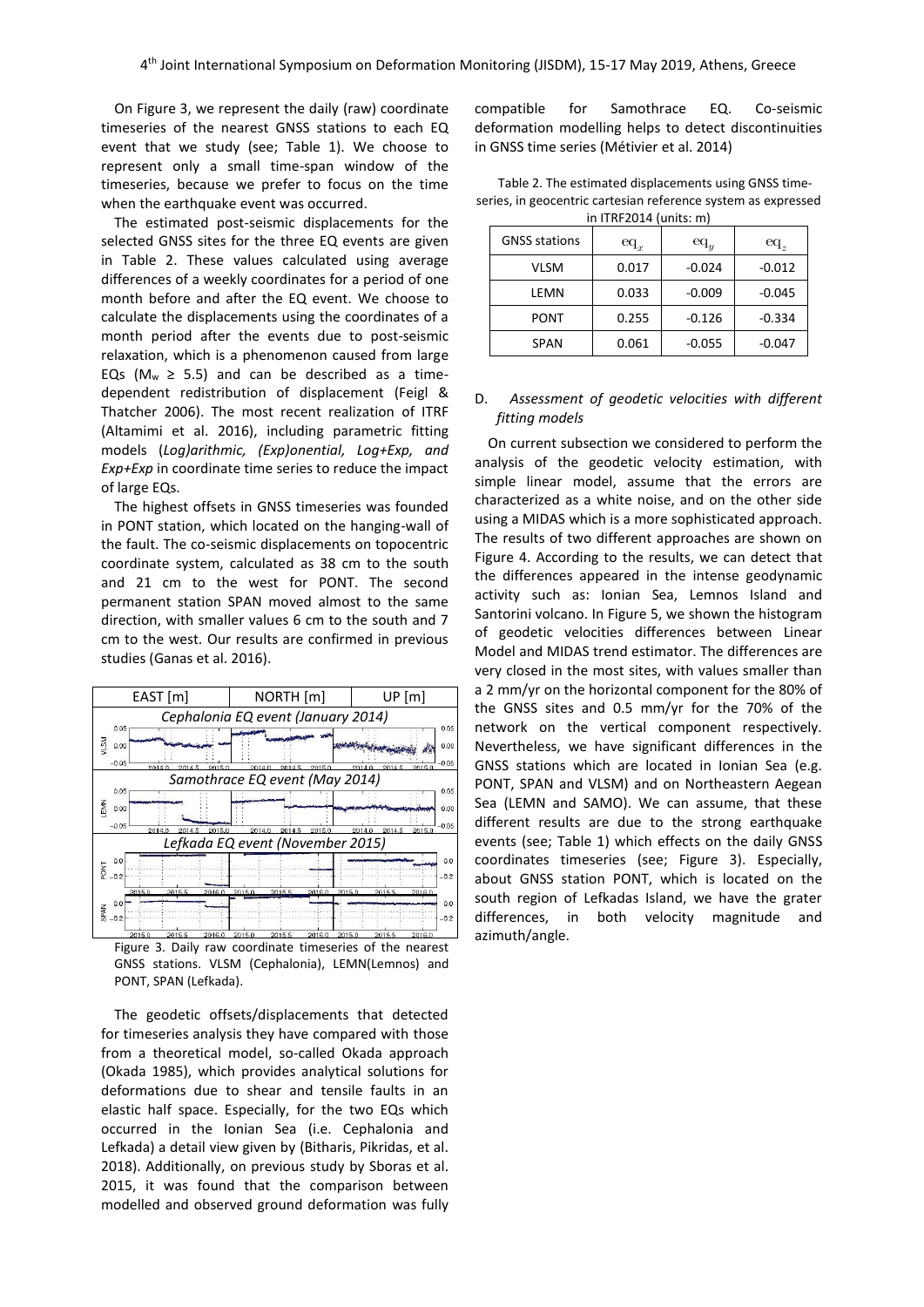On Figure 3, we represent the daily (raw) coordinate timeseries of the nearest GNSS stations to each EQ event that we study (see; Table 1). We choose to represent only a small time-span window of the timeseries, because we prefer to focus on the time when the earthquake event was occurred.

The estimated post-seismic displacements for the selected GNSS sites for the three EQ events are given in Table 2. These values calculated using average differences of a weekly coordinates for a period of one month before and after the EQ event. We choose to calculate the displacements using the coordinates of a month period after the events due to post-seismic relaxation, which is a phenomenon caused from large EQs ($M_w \geq 5.5$) and can be described as a time-dependent redistribution of displacement (Feigl & Thatcher 2006). The most recent realization of ITRF (Altamimi et al. 2016), including parametric fitting models (*Log)arithmic, (Exp)onential, Log+Exp, and Exp+Exp* in coordinate time series to reduce the impact of large EQs.

The highest offsets in GNSS timeseries was founded in PONT station, which located on the hanging-wall of the fault. The co-seismic displacements on topocentric coordinate system, calculated as 38 cm to the south and 21 cm to the west for PONT. The second permanent station SPAN moved almost to the same direction, with smaller values 6 cm to the south and 7 cm to the west. Our results are confirmed in previous studies (Ganas et al. 2016).

Figure 3. Daily raw coordinate timeseries of the nearest GNSS stations. VLSM (Cephalonia), LEMN(Lemnos) and PONT, SPAN (Lefkada).

The geodetic offsets/displacements that detected for timeseries analysis they have compared with those from a theoretical model, so-called Okada approach (Okada 1985), which provides analytical solutions for deformations due to shear and tensile faults in an elastic half space. Especially, for the two EQs which occurred in the Ionian Sea (i.e. Cephalonia and Lefkada) a detail view given by (Bitharis, Pikridas, et al. 2018). Additionally, on previous study by Sboras et al. 2015, it was found that the comparison between modelled and observed ground deformation was fully compatible for Samothrace EQ. Co-seismic deformation modelling helps to detect discontinuities in GNSS time series (Métivier et al. 2014)

Table 2. The estimated displacements using GNSS time-series, in geocentric cartesian reference system as expressed in ITRF2014 (units: m)

| GNSS stations | $eq_x$ | $eq_y$ | $eq_z$ |
|---|---|---|---|
| VLSM | 0.017 | -0.024 | -0.012 |
| LEMN | 0.033 | -0.009 | -0.045 |
| PONT | 0.255 | -0.126 | -0.334 |
| SPAN | 0.061 | -0.055 | -0.047 |

### D. *Assessment of geodetic velocities with different fitting models*

On current subsection we considered to perform the analysis of the geodetic velocity estimation, with simple linear model, assume that the errors are characterized as a white noise, and on the other side using a MIDAS which is a more sophisticated approach. The results of two different approaches are shown on Figure 4. According to the results, we can detect that the differences appeared in the intense geodynamic activity such as: Ionian Sea, Lemnos Island and Santorini volcano. In Figure 5, we shown the histogram of geodetic velocities differences between Linear Model and MIDAS trend estimator. The differences are very closed in the most sites, with values smaller than a 2 mm/yr on the horizontal component for the 80% of the GNSS sites and 0.5 mm/yr for the 70% of the network on the vertical component respectively. Nevertheless, we have significant differences in the GNSS stations which are located in Ionian Sea (e.g. PONT, SPAN and VLSM) and on Northeastern Aegean Sea (LEMN and SAMO). We can assume, that these different results are due to the strong earthquake events (see; Table 1) which effects on the daily GNSS coordinates timeseries (see; Figure 3). Especially, about GNSS station PONT, which is located on the south region of Lefkadas Island, we have the grater differences, in both velocity magnitude and azimuth/angle.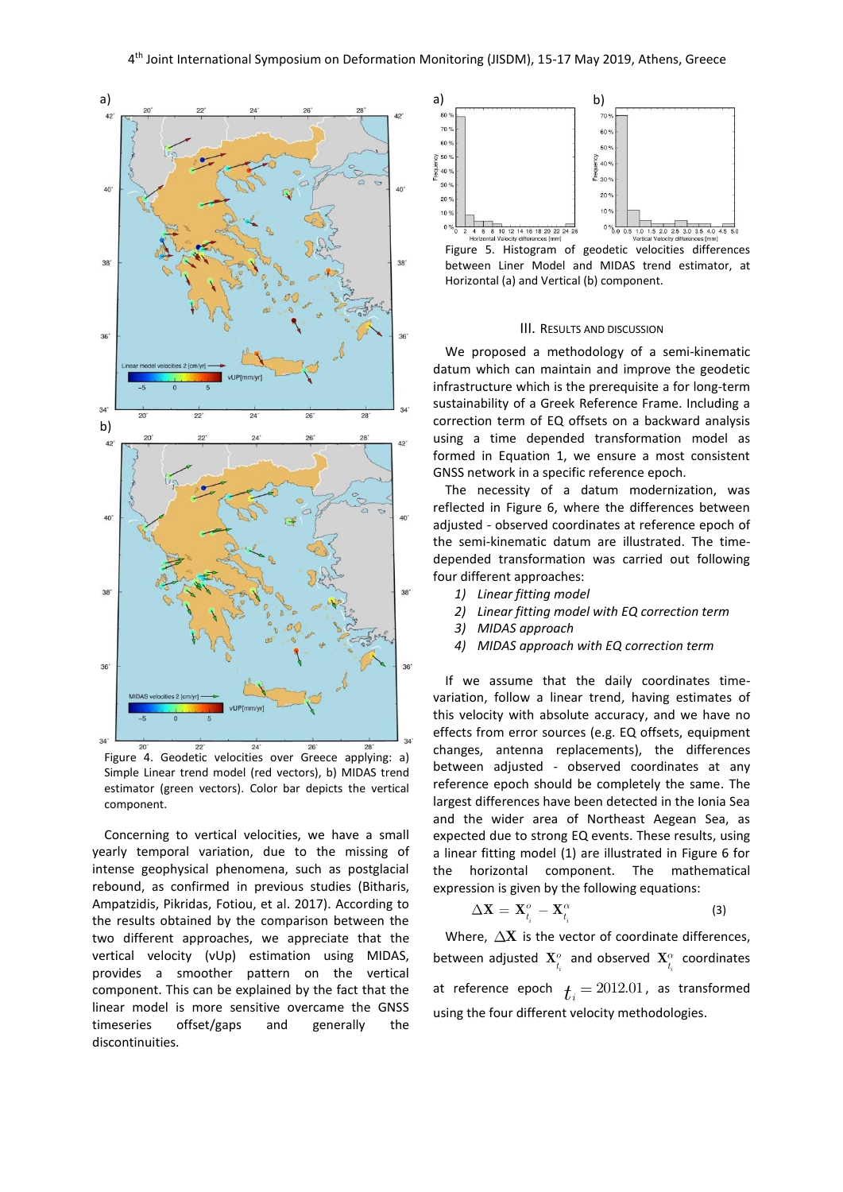Figure 4. Geodetic velocities over Greece applying: a) Simple Linear trend model (red vectors), b) MIDAS trend estimator (green vectors). Color bar depicts the vertical component.

Concerning to vertical velocities, we have a small yearly temporal variation, due to the missing of intense geophysical phenomena, such as postglacial rebound, as confirmed in previous studies (Bitharis, Ampatzidis, Pikridas, Fotiou, et al. 2017). According to the results obtained by the comparison between the two different approaches, we appreciate that the vertical velocity (vUp) estimation using MIDAS, provides a smoother pattern on the vertical component. This can be explained by the fact that the linear model is more sensitive overcame the GNSS timeseries offset/gaps and generally the discontinuities.

Figure 5. Histogram of geodetic velocities differences between Liner Model and MIDAS trend estimator, at Horizontal (a) and Vertical (b) component.

## III. Results and Discussion

We proposed a methodology of a semi-kinematic datum which can maintain and improve the geodetic infrastructure which is the prerequisite a for long-term sustainability of a Greek Reference Frame. Including a correction term of EQ offsets on a backward analysis using a time depended transformation model as formed in Equation 1, we ensure a most consistent GNSS network in a specific reference epoch.

The necessity of a datum modernization, was reflected in Figure 6, where the differences between adjusted - observed coordinates at reference epoch of the semi-kinematic datum are illustrated. The time-depended transformation was carried out following four different approaches:

1) *Linear fitting model*
2) *Linear fitting model with EQ correction term*
3) *MIDAS approach*
4) *MIDAS approach with EQ correction term*

If we assume that the daily coordinates time-variation, follow a linear trend, having estimates of this velocity with absolute accuracy, and we have no effects from error sources (e.g. EQ offsets, equipment changes, antenna replacements), the differences between adjusted - observed coordinates at any reference epoch should be completely the same. The largest differences have been detected in the Ionia Sea and the wider area of Northeast Aegean Sea, as expected due to strong EQ events. These results, using a linear fitting model (1) are illustrated in Figure 6 for the horizontal component. The mathematical expression is given by the following equations:

$$\Delta \mathbf{X} = \mathbf{X}^{o}_{t_i} - \mathbf{X}^{\alpha}_{t_i} \tag{3}$$

Where, $\Delta \mathbf{X}$ is the vector of coordinate differences, between adjusted $\mathbf{X}^{o}_{t_i}$ and observed $\mathbf{X}^{\alpha}_{t_i}$ coordinates at reference epoch $t_i = 2012.01$, as transformed using the four different velocity methodologies.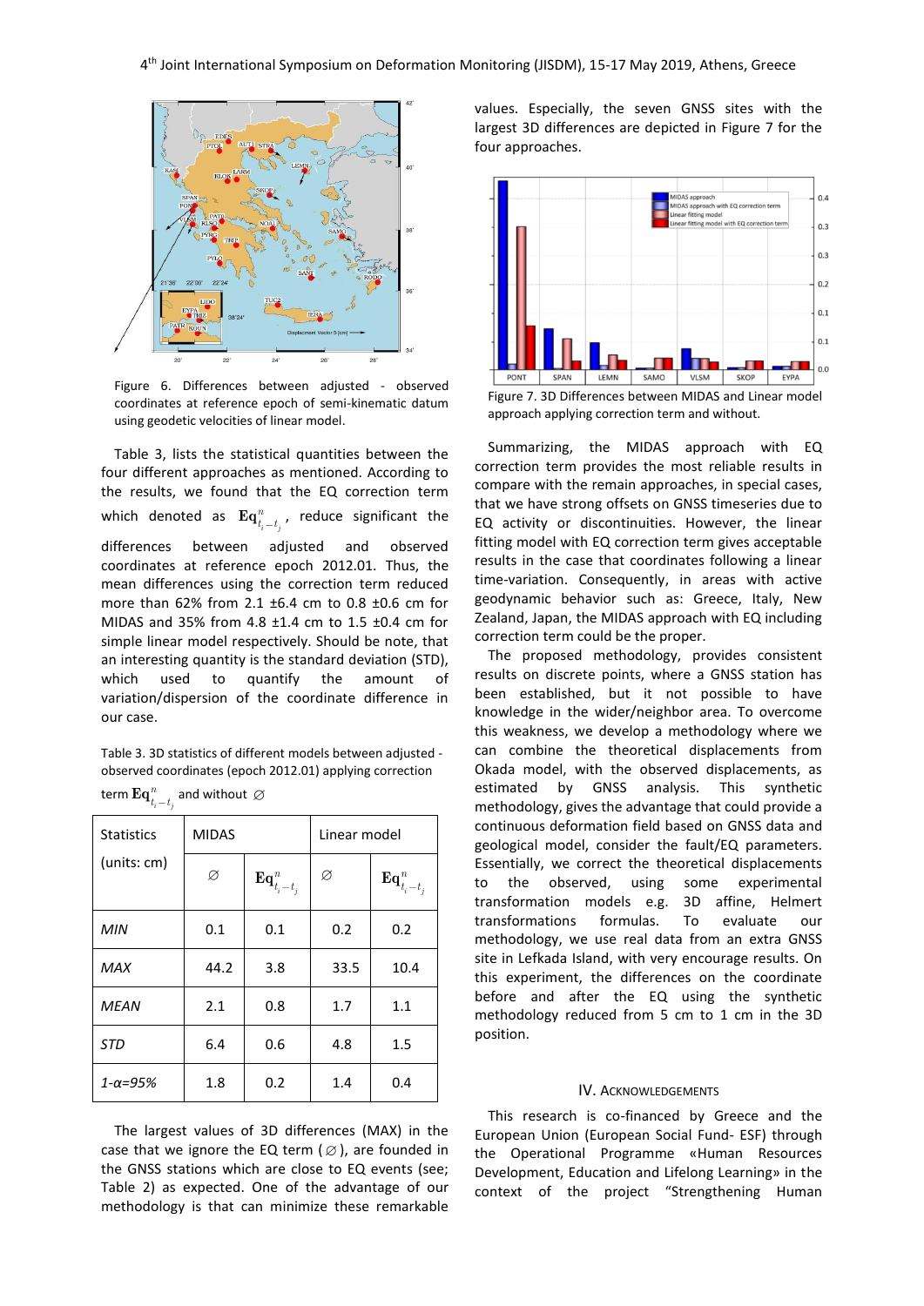Figure 6. Differences between adjusted - observed coordinates at reference epoch of semi-kinematic datum using geodetic velocities of linear model.

Table 3, lists the statistical quantities between the four different approaches as mentioned. According to the results, we found that the EQ correction term which denoted as $\mathbf{Eq}^{n}_{t_i-t_j}$, reduce significant the differences between adjusted and observed coordinates at reference epoch 2012.01. Thus, the mean differences using the correction term reduced more than 62% from 2.1 ±6.4 cm to 0.8 ±0.6 cm for MIDAS and 35% from 4.8 ±1.4 cm to 1.5 ±0.4 cm for simple linear model respectively. Should be note, that an interesting quantity is the standard deviation (STD), which used to quantify the amount of variation/dispersion of the coordinate difference in our case.

Table 3. 3D statistics of different models between adjusted - observed coordinates (epoch 2012.01) applying correction term $\mathbf{Eq}^{n}_{t_i-t_j}$ and without $\varnothing$

| Statistics (units: cm) | MIDAS | | Linear model | |
|---|---|---|---|---|
| | $\varnothing$ | $\mathbf{Eq}^{n}_{t_i-t_j}$ | $\varnothing$ | $\mathbf{Eq}^{n}_{t_i-t_j}$ |
| *MIN* | 0.1 | 0.1 | 0.2 | 0.2 |
| *MAX* | 44.2 | 3.8 | 33.5 | 10.4 |
| *MEAN* | 2.1 | 0.8 | 1.7 | 1.1 |
| *STD* | 6.4 | 0.6 | 4.8 | 1.5 |
| *1-α=95%* | 1.8 | 0.2 | 1.4 | 0.4 |

The largest values of 3D differences (MAX) in the case that we ignore the EQ term ($\varnothing$), are founded in the GNSS stations which are close to EQ events (see; Table 2) as expected. One of the advantage of our methodology is that can minimize these remarkable values. Especially, the seven GNSS sites with the largest 3D differences are depicted in Figure 7 for the four approaches.

Figure 7. 3D Differences between MIDAS and Linear model approach applying correction term and without.

Summarizing, the MIDAS approach with EQ correction term provides the most reliable results in compare with the remain approaches, in special cases, that we have strong offsets on GNSS timeseries due to the EQ activity or discontinuities. However, the linear fitting model with EQ correction term gives acceptable results in the case that coordinates following a linear time-variation. Consequently, in areas with active geodynamic behavior such as: Greece, Italy, New Zealand, Japan, the MIDAS approach with EQ including correction term could be the proper.

The proposed methodology, provides consistent results on discrete points, where a GNSS station has been established, but it not possible to have knowledge in the wider/neighbor area. To overcome this weakness, we develop a methodology where we can combine the theoretical displacements from Okada model, with the observed displacements, as estimated by GNSS analysis. This synthetic methodology, gives the advantage that could provide a continuous deformation field based on GNSS data and geological model, consider the fault/EQ parameters. Essentially, we correct the theoretical displacements to the observed, using some experimental transformation models e.g. 3D affine, Helmert transformations formulas. To evaluate our methodology, we use real data from an extra GNSS site in Lefkada Island, with very encourage results. On this experiment, the differences on the coordinate before and after the EQ using the synthetic methodology reduced from 5 cm to 1 cm in the 3D position.

## IV. Acknowledgements

This research is co-financed by Greece and the European Union (European Social Fund- ESF) through the Operational Programme «Human Resources Development, Education and Lifelong Learning» in the context of the project "Strengthening Human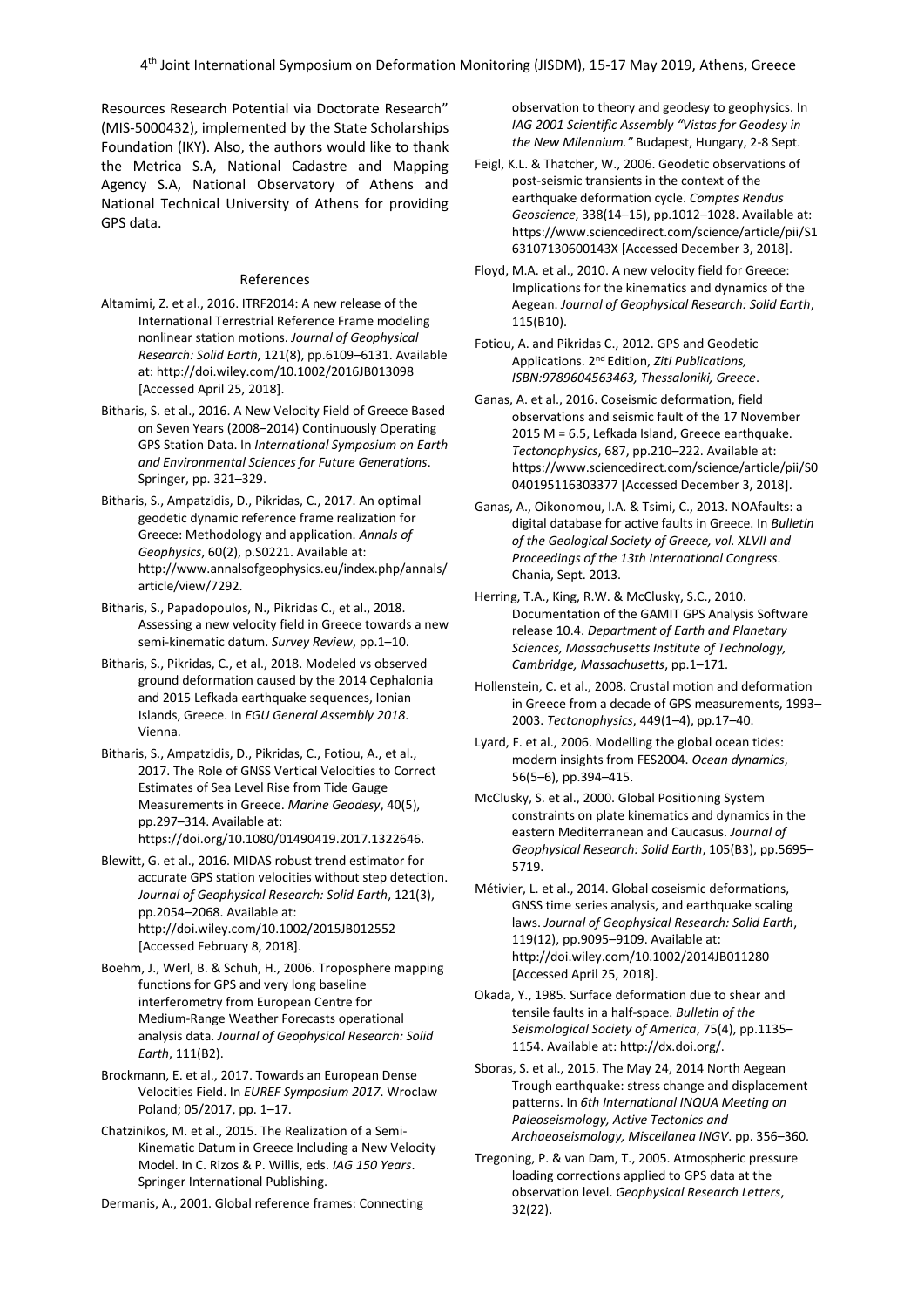Resources Research Potential via Doctorate Research" (MIS-5000432), implemented by the State Scholarships Foundation (IKY). Also, the authors would like to thank the Metrica S.A, National Cadastre and Mapping Agency S.A, National Observatory of Athens and National Technical University of Athens for providing GPS data.

## References

Altamimi, Z. et al., 2016. ITRF2014: A new release of the International Terrestrial Reference Frame modeling nonlinear station motions. *Journal of Geophysical Research: Solid Earth*, 121(8), pp.6109–6131. Available at: http://doi.wiley.com/10.1002/2016JB013098 [Accessed April 25, 2018].

Bitharis, S. et al., 2016. A New Velocity Field of Greece Based on Seven Years (2008–2014) Continuously Operating GPS Station Data. In *International Symposium on Earth and Environmental Sciences for Future Generations*. Springer, pp. 321–329.

Bitharis, S., Ampatzidis, D., Pikridas, C., 2017. An optimal geodetic dynamic reference frame realization for Greece: Methodology and application. *Annals of Geophysics*, 60(2), p.S0221. Available at: http://www.annalsofgeophysics.eu/index.php/annals/article/view/7292.

Bitharis, S., Papadopoulos, N., Pikridas C., et al., 2018. Assessing a new velocity field in Greece towards a new semi-kinematic datum. *Survey Review*, pp.1–10.

Bitharis, S., Pikridas, C., et al., 2018. Modeled vs observed ground deformation caused by the 2014 Cephalonia and 2015 Lefkada earthquake sequences, Ionian Islands, Greece. In *EGU General Assembly 2018*. Vienna.

Bitharis, S., Ampatzidis, D., Pikridas, C., Fotiou, A., et al., 2017. The Role of GNSS Vertical Velocities to Correct Estimates of Sea Level Rise from Tide Gauge Measurements in Greece. *Marine Geodesy*, 40(5), pp.297–314. Available at: https://doi.org/10.1080/01490419.2017.1322646.

Blewitt, G. et al., 2016. MIDAS robust trend estimator for accurate GPS station velocities without step detection. *Journal of Geophysical Research: Solid Earth*, 121(3), pp.2054–2068. Available at: http://doi.wiley.com/10.1002/2015JB012552 [Accessed February 8, 2018].

Boehm, J., Werl, B. & Schuh, H., 2006. Troposphere mapping functions for GPS and very long baseline interferometry from European Centre for Medium-Range Weather Forecasts operational analysis data. *Journal of Geophysical Research: Solid Earth*, 111(B2).

Brockmann, E. et al., 2017. Towards an European Dense Velocities Field. In *EUREF Symposium 2017*. Wroclaw Poland; 05/2017, pp. 1–17.

Chatzinikos, M. et al., 2015. The Realization of a Semi-Kinematic Datum in Greece Including a New Velocity Model. In C. Rizos & P. Willis, eds. *IAG 150 Years*. Springer International Publishing.

Dermanis, A., 2001. Global reference frames: Connecting observation to theory and geodesy to geophysics. In *IAG 2001 Scientific Assembly "Vistas for Geodesy in the New Milennium."* Budapest, Hungary, 2-8 Sept.

Feigl, K.L. & Thatcher, W., 2006. Geodetic observations of post-seismic transients in the context of the earthquake deformation cycle. *Comptes Rendus Geoscience*, 338(14–15), pp.1012–1028. Available at: https://www.sciencedirect.com/science/article/pii/S163107130600143X [Accessed December 3, 2018].

Floyd, M.A. et al., 2010. A new velocity field for Greece: Implications for the kinematics and dynamics of the Aegean. *Journal of Geophysical Research: Solid Earth*, 115(B10).

Fotiou, A. and Pikridas C., 2012. GPS and Geodetic Applications. 2nd Edition, *Ziti Publications, ISBN:9789604563463, Thessaloniki, Greece*.

Ganas, A. et al., 2016. Coseismic deformation, field observations and seismic fault of the 17 November 2015 M = 6.5, Lefkada Island, Greece earthquake. *Tectonophysics*, 687, pp.210–222. Available at: https://www.sciencedirect.com/science/article/pii/S0040195116303377 [Accessed December 3, 2018].

Ganas, A., Oikonomou, I.A. & Tsimi, C., 2013. NOAfaults: a digital database for active faults in Greece. In *Bulletin of the Geological Society of Greece, vol. XLVII and Proceedings of the 13th International Congress*. Chania, Sept. 2013.

Herring, T.A., King, R.W. & McClusky, S.C., 2010. Documentation of the GAMIT GPS Analysis Software release 10.4. *Department of Earth and Planetary Sciences, Massachusetts Institute of Technology, Cambridge, Massachusetts*, pp.1–171.

Hollenstein, C. et al., 2008. Crustal motion and deformation in Greece from a decade of GPS measurements, 1993–2003. *Tectonophysics*, 449(1–4), pp.17–40.

Lyard, F. et al., 2006. Modelling the global ocean tides: modern insights from FES2004. *Ocean dynamics*, 56(5–6), pp.394–415.

McClusky, S. et al., 2000. Global Positioning System constraints on plate kinematics and dynamics in the eastern Mediterranean and Caucasus. *Journal of Geophysical Research: Solid Earth*, 105(B3), pp.5695–5719.

Métivier, L. et al., 2014. Global coseismic deformations, GNSS time series analysis, and earthquake scaling laws. *Journal of Geophysical Research: Solid Earth*, 119(12), pp.9095–9109. Available at: http://doi.wiley.com/10.1002/2014JB011280 [Accessed April 25, 2018].

Okada, Y., 1985. Surface deformation due to shear and tensile faults in a half-space. *Bulletin of the Seismological Society of America*, 75(4), pp.1135–1154. Available at: http://dx.doi.org/.

Sboras, S. et al., 2015. The May 24, 2014 North Aegean Trough earthquake: stress change and displacement patterns. In *6th International INQUA Meeting on Paleoseismology, Active Tectonics and Archaeoseismology, Miscellanea INGV*. pp. 356–360.

Tregoning, P. & van Dam, T., 2005. Atmospheric pressure loading corrections applied to GPS data at the observation level. *Geophysical Research Letters*, 32(22).